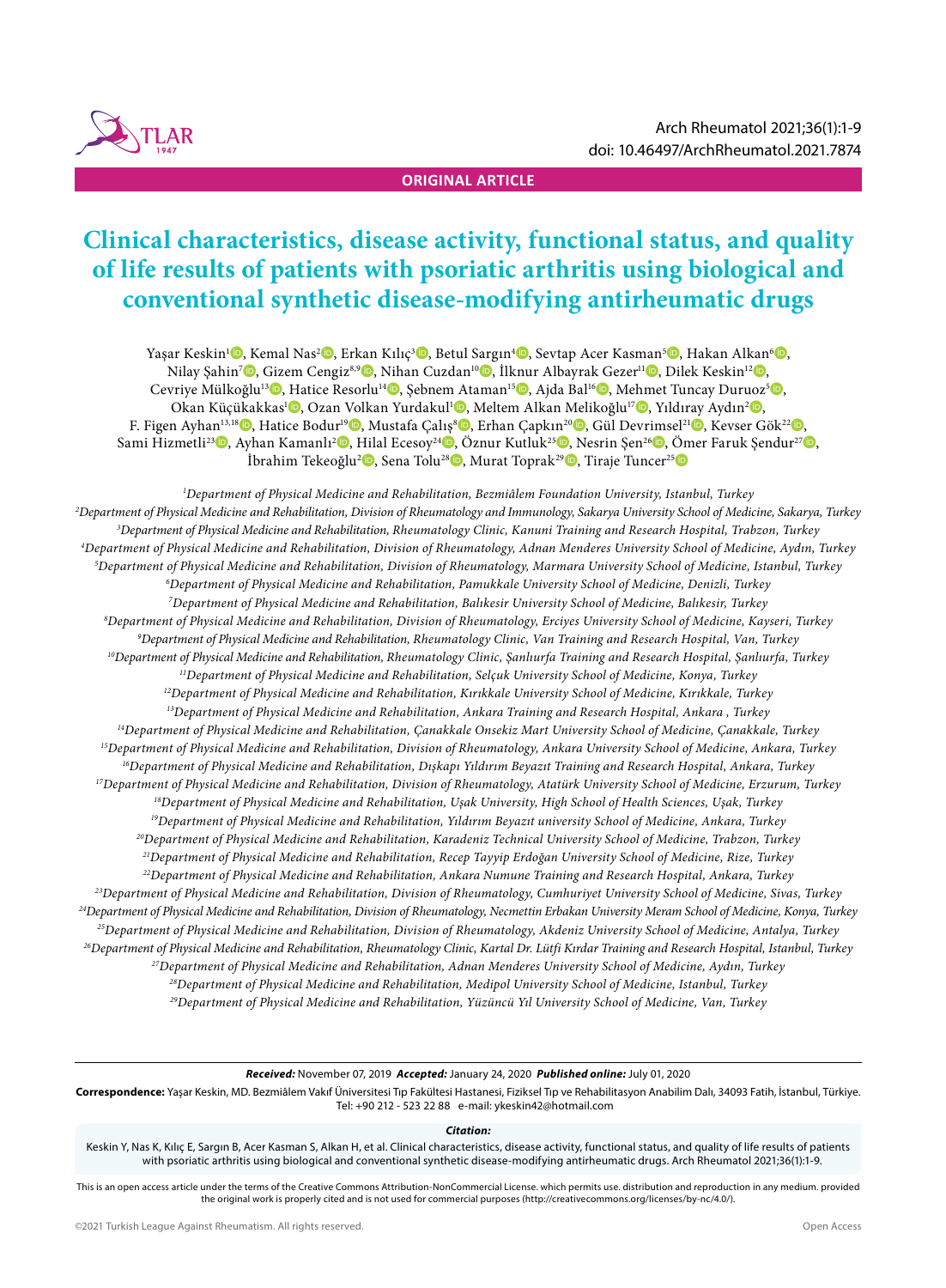ORIGINAL ARTICLE

# Clinical characteristics, disease activity, functional status, and quality of life results of patients with psoriatic arthritis using biological and conventional synthetic disease-modifying antirheumatic drugs

Yaşar Keskin[1], Kemal Nas[2], Erkan Kılıç[3], Betul Sargın[4], Sevtap Acer Kasman[5], Hakan Alkan[6], Nilay Şahin[7], Gizem Cengiz[8,9], Nihan Cuzdan[10], İlknur Albayrak Gezer[11], Dilek Keskin[12], Cevriye Mülkoğlu[13], Hatice Resorlu[14], Şebnem Ataman[15], Ajda Bal[16], Mehmet Tuncay Duruoz[5], Okan Küçükakkas[1], Ozan Volkan Yurdakul[1], Meltem Alkan Melikoğlu[17], Yıldıray Aydın[2], F. Figen Ayhan[13,18], Hatice Bodur[19], Mustafa Çalış[8], Erhan Çapkın[20], Gül Devrimsel[21], Kevser Gök[22], Sami Hizmetli[23], Ayhan Kamanlı[2], Hilal Ecesoy[24], Öznur Kutluk[25], Nesrin Şen[26], Ömer Faruk Şendur[27], İbrahim Tekeoğlu[2], Sena Tolu[28], Murat Toprak[29], Tiraje Tuncer[25]

*[1]Department of Physical Medicine and Rehabilitation, Bezmiâlem Foundation University, Istanbul, Turkey*
*[2]Department of Physical Medicine and Rehabilitation, Division of Rheumatology and Immunology, Sakarya University School of Medicine, Sakarya, Turkey*
*[3]Department of Physical Medicine and Rehabilitation, Rheumatology Clinic, Kanuni Training and Research Hospital, Trabzon, Turkey*
*[4]Department of Physical Medicine and Rehabilitation, Division of Rheumatology, Adnan Menderes University School of Medicine, Aydın, Turkey*
*[5]Department of Physical Medicine and Rehabilitation, Division of Rheumatology, Marmara University School of Medicine, Istanbul, Turkey*
*[6]Department of Physical Medicine and Rehabilitation, Pamukkale University School of Medicine, Denizli, Turkey*
*[7]Department of Physical Medicine and Rehabilitation, Balıkesir University School of Medicine, Balıkesir, Turkey*
*[8]Department of Physical Medicine and Rehabilitation, Division of Rheumatology, Erciyes University School of Medicine, Kayseri, Turkey*
*[9]Department of Physical Medicine and Rehabilitation, Rheumatology Clinic, Van Training and Research Hospital, Van, Turkey*
*[10]Department of Physical Medicine and Rehabilitation, Rheumatology Clinic, Şanlıurfa Training and Research Hospital, Şanlıurfa, Turkey*
*[11]Department of Physical Medicine and Rehabilitation, Selçuk University School of Medicine, Konya, Turkey*
*[12]Department of Physical Medicine and Rehabilitation, Kırıkkale University School of Medicine, Kırıkkale, Turkey*
*[13]Department of Physical Medicine and Rehabilitation, Ankara Training and Research Hospital, Ankara , Turkey*
*[14]Department of Physical Medicine and Rehabilitation, Çanakkale Onsekiz Mart University School of Medicine, Çanakkale, Turkey*
*[15]Department of Physical Medicine and Rehabilitation, Division of Rheumatology, Ankara University School of Medicine, Ankara, Turkey*
*[16]Department of Physical Medicine and Rehabilitation, Dışkapı Yıldırım Beyazıt Training and Research Hospital, Ankara, Turkey*
*[17]Department of Physical Medicine and Rehabilitation, Division of Rheumatology, Atatürk University School of Medicine, Erzurum, Turkey*
*[18]Department of Physical Medicine and Rehabilitation, Uşak University, High School of Health Sciences, Uşak, Turkey*
*[19]Department of Physical Medicine and Rehabilitation, Yıldırım Beyazıt university School of Medicine, Ankara, Turkey*
*[20]Department of Physical Medicine and Rehabilitation, Karadeniz Technical University School of Medicine, Trabzon, Turkey*
*[21]Department of Physical Medicine and Rehabilitation, Recep Tayyip Erdoğan University School of Medicine, Rize, Turkey*
*[22]Department of Physical Medicine and Rehabilitation, Ankara Numune Training and Research Hospital, Ankara, Turkey*
*[23]Department of Physical Medicine and Rehabilitation, Division of Rheumatology, Cumhuriyet University School of Medicine, Sivas, Turkey*
*[24]Department of Physical Medicine and Rehabilitation, Division of Rheumatology, Necmettin Erbakan University Meram School of Medicine, Konya, Turkey*
*[25]Department of Physical Medicine and Rehabilitation, Division of Rheumatology, Akdeniz University School of Medicine, Antalya, Turkey*
*[26]Department of Physical Medicine and Rehabilitation, Rheumatology Clinic, Kartal Dr. Lütfi Kırdar Training and Research Hospital, Istanbul, Turkey*
*[27]Department of Physical Medicine and Rehabilitation, Adnan Menderes University School of Medicine, Aydın, Turkey*
*[28]Department of Physical Medicine and Rehabilitation, Medipol University School of Medicine, Istanbul, Turkey*
*[29]Department of Physical Medicine and Rehabilitation, Yüzüncü Yıl University School of Medicine, Van, Turkey*

***Received:*** November 07, 2019 ***Accepted:*** January 24, 2020 ***Published online:*** July 01, 2020

**Correspondence:** Yaşar Keskin, MD. Bezmiâlem Vakıf Üniversitesi Tıp Fakültesi Hastanesi, Fiziksel Tıp ve Rehabilitasyon Anabilim Dalı, 34093 Fatih, İstanbul, Türkiye.
Tel: +90 212 - 523 22 88 e-mail: ykeskin42@hotmail.com

***Citation:***
Keskin Y, Nas K, Kılıç E, Sargın B, Acer Kasman S, Alkan H, et al. Clinical characteristics, disease activity, functional status, and quality of life results of patients with psoriatic arthritis using biological and conventional synthetic disease-modifying antirheumatic drugs. Arch Rheumatol 2021;36(1):1-9.

This is an open access article under the terms of the Creative Commons Attribution-NonCommercial License. which permits use. distribution and reproduction in any medium. provided the original work is properly cited and is not used for commercial purposes (http://creativecommons.org/licenses/by-nc/4.0/).

©2021 Turkish League Against Rheumatism. All rights reserved.

Open Access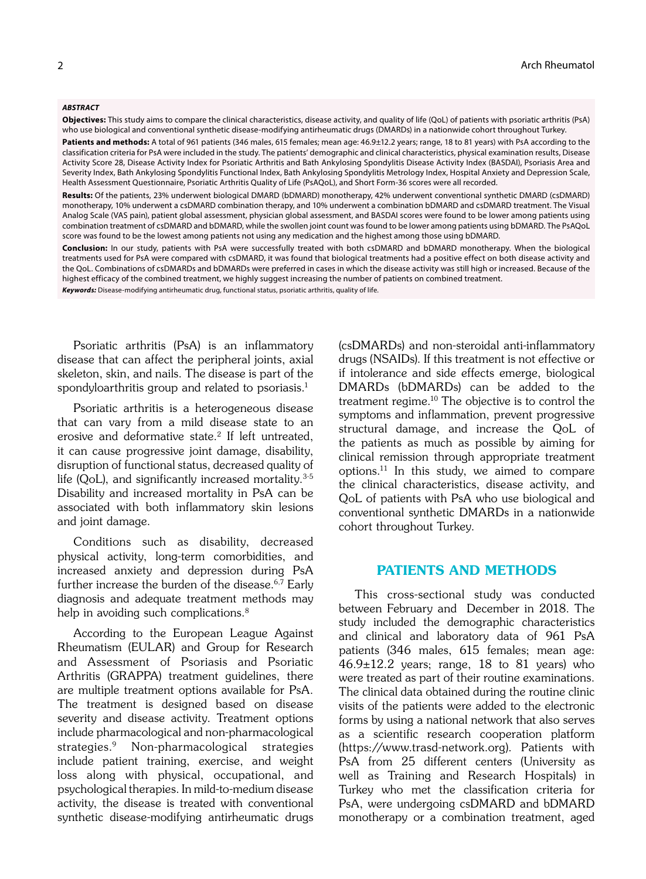***ABSTRACT***

**Objectives:** This study aims to compare the clinical characteristics, disease activity, and quality of life (QoL) of patients with psoriatic arthritis (PsA) who use biological and conventional synthetic disease-modifying antirheumatic drugs (DMARDs) in a nationwide cohort throughout Turkey.

**Patients and methods:** A total of 961 patients (346 males, 615 females; mean age: 46.9±12.2 years; range, 18 to 81 years) with PsA according to the classification criteria for PsA were included in the study. The patients' demographic and clinical characteristics, physical examination results, Disease Activity Score 28, Disease Activity Index for Psoriatic Arthritis and Bath Ankylosing Spondylitis Disease Activity Index (BASDAI), Psoriasis Area and Severity Index, Bath Ankylosing Spondylitis Functional Index, Bath Ankylosing Spondylitis Metrology Index, Hospital Anxiety and Depression Scale, Health Assessment Questionnaire, Psoriatic Arthritis Quality of Life (PsAQoL), and Short Form-36 scores were all recorded.

**Results:** Of the patients, 23% underwent biological DMARD (bDMARD) monotherapy, 42% underwent conventional synthetic DMARD (csDMARD) monotherapy, 10% underwent a csDMARD combination therapy, and 10% underwent a combination bDMARD and csDMARD treatment. The Visual Analog Scale (VAS pain), patient global assessment, physician global assessment, and BASDAI scores were found to be lower among patients using combination treatment of csDMARD and bDMARD, while the swollen joint count was found to be lower among patients using bDMARD. The PsAQoL score was found to be the lowest among patients not using any medication and the highest among those using bDMARD.

**Conclusion:** In our study, patients with PsA were successfully treated with both csDMARD and bDMARD monotherapy. When the biological treatments used for PsA were compared with csDMARD, it was found that biological treatments had a positive effect on both disease activity and the QoL. Combinations of csDMARDs and bDMARDs were preferred in cases in which the disease activity was still high or increased. Because of the highest efficacy of the combined treatment, we highly suggest increasing the number of patients on combined treatment.

***Keywords:*** Disease-modifying antirheumatic drug, functional status, psoriatic arthritis, quality of life.

Psoriatic arthritis (PsA) is an inflammatory disease that can affect the peripheral joints, axial skeleton, skin, and nails. The disease is part of the spondyloarthritis group and related to psoriasis.[1]

Psoriatic arthritis is a heterogeneous disease that can vary from a mild disease state to an erosive and deformative state.[2] If left untreated, it can cause progressive joint damage, disability, disruption of functional status, decreased quality of life (QoL), and significantly increased mortality.[3-5] Disability and increased mortality in PsA can be associated with both inflammatory skin lesions and joint damage.

Conditions such as disability, decreased physical activity, long-term comorbidities, and increased anxiety and depression during PsA further increase the burden of the disease.[6,7] Early diagnosis and adequate treatment methods may help in avoiding such complications.[8]

According to the European League Against Rheumatism (EULAR) and Group for Research and Assessment of Psoriasis and Psoriatic Arthritis (GRAPPA) treatment guidelines, there are multiple treatment options available for PsA. The treatment is designed based on disease severity and disease activity. Treatment options include pharmacological and non-pharmacological strategies.[9] Non-pharmacological strategies include patient training, exercise, and weight loss along with physical, occupational, and psychological therapies. In mild-to-medium disease activity, the disease is treated with conventional synthetic disease-modifying antirheumatic drugs (csDMARDs) and non-steroidal anti-inflammatory drugs (NSAIDs). If this treatment is not effective or if intolerance and side effects emerge, biological DMARDs (bDMARDs) can be added to the treatment regime.[10] The objective is to control the symptoms and inflammation, prevent progressive structural damage, and increase the QoL of the patients as much as possible by aiming for clinical remission through appropriate treatment options.[11] In this study, we aimed to compare the clinical characteristics, disease activity, and QoL of patients with PsA who use biological and conventional synthetic DMARDs in a nationwide cohort throughout Turkey.

## PATIENTS AND METHODS

This cross-sectional study was conducted between February and December in 2018. The study included the demographic characteristics and clinical and laboratory data of 961 PsA patients (346 males, 615 females; mean age: 46.9±12.2 years; range, 18 to 81 years) who were treated as part of their routine examinations. The clinical data obtained during the routine clinic visits of the patients were added to the electronic forms by using a national network that also serves as a scientific research cooperation platform (https://www.trasd-network.org). Patients with PsA from 25 different centers (University as well as Training and Research Hospitals) in Turkey who met the classification criteria for PsA, were undergoing csDMARD and bDMARD monotherapy or a combination treatment, aged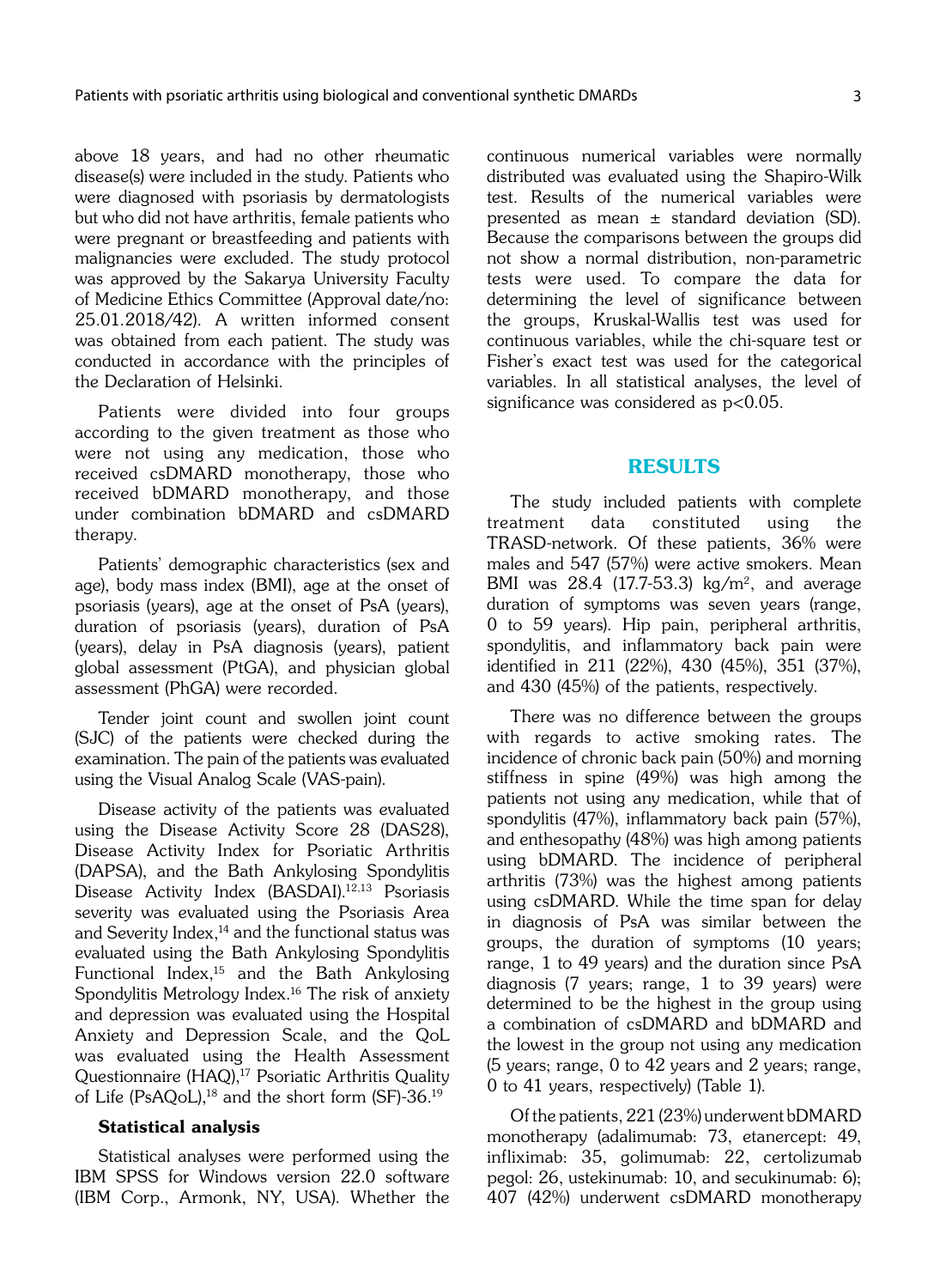above 18 years, and had no other rheumatic disease(s) were included in the study. Patients who were diagnosed with psoriasis by dermatologists but who did not have arthritis, female patients who were pregnant or breastfeeding and patients with malignancies were excluded. The study protocol was approved by the Sakarya University Faculty of Medicine Ethics Committee (Approval date/no: 25.01.2018/42). A written informed consent was obtained from each patient. The study was conducted in accordance with the principles of the Declaration of Helsinki.

Patients were divided into four groups according to the given treatment as those who were not using any medication, those who received csDMARD monotherapy, those who received bDMARD monotherapy, and those under combination bDMARD and csDMARD therapy.

Patients' demographic characteristics (sex and age), body mass index (BMI), age at the onset of psoriasis (years), age at the onset of PsA (years), duration of psoriasis (years), duration of PsA (years), delay in PsA diagnosis (years), patient global assessment (PtGA), and physician global assessment (PhGA) were recorded.

Tender joint count and swollen joint count (SJC) of the patients were checked during the examination. The pain of the patients was evaluated using the Visual Analog Scale (VAS-pain).

Disease activity of the patients was evaluated using the Disease Activity Score 28 (DAS28), Disease Activity Index for Psoriatic Arthritis (DAPSA), and the Bath Ankylosing Spondylitis Disease Activity Index (BASDAI).[12,13] Psoriasis severity was evaluated using the Psoriasis Area and Severity Index,[14] and the functional status was evaluated using the Bath Ankylosing Spondylitis Functional Index,[15] and the Bath Ankylosing Spondylitis Metrology Index.[16] The risk of anxiety and depression was evaluated using the Hospital Anxiety and Depression Scale, and the QoL was evaluated using the Health Assessment Questionnaire (HAQ),[17] Psoriatic Arthritis Quality of Life (PsAQoL),[18] and the short form (SF)-36.[19]

### Statistical analysis

Statistical analyses were performed using the IBM SPSS for Windows version 22.0 software (IBM Corp., Armonk, NY, USA). Whether the continuous numerical variables were normally distributed was evaluated using the Shapiro-Wilk test. Results of the numerical variables were presented as mean ± standard deviation (SD). Because the comparisons between the groups did not show a normal distribution, non-parametric tests were used. To compare the data for determining the level of significance between the groups, Kruskal-Wallis test was used for continuous variables, while the chi-square test or Fisher's exact test was used for the categorical variables. In all statistical analyses, the level of significance was considered as $p<0.05$.

## RESULTS

The study included patients with complete treatment data constituted using the TRASD-network. Of these patients, 36% were males and 547 (57%) were active smokers. Mean BMI was 28.4 (17.7-53.3) kg/m$^2$, and average duration of symptoms was seven years (range, 0 to 59 years). Hip pain, peripheral arthritis, spondylitis, and inflammatory back pain were identified in 211 (22%), 430 (45%), 351 (37%), and 430 (45%) of the patients, respectively.

There was no difference between the groups with regards to active smoking rates. The incidence of chronic back pain (50%) and morning stiffness in spine (49%) was high among the patients not using any medication, while that of spondylitis (47%), inflammatory back pain (57%), and enthesopathy (48%) was high among patients using bDMARD. The incidence of peripheral arthritis (73%) was the highest among patients using csDMARD. While the time span for delay in diagnosis of PsA was similar between the groups, the duration of symptoms (10 years; range, 1 to 49 years) and the duration since PsA diagnosis (7 years; range, 1 to 39 years) were determined to be the highest in the group using a combination of csDMARD and bDMARD and the lowest in the group not using any medication (5 years; range, 0 to 42 years and 2 years; range, 0 to 41 years, respectively) (Table 1).

Of the patients, 221 (23%) underwent bDMARD monotherapy (adalimumab: 73, etanercept: 49, infliximab: 35, golimumab: 22, certolizumab pegol: 26, ustekinumab: 10, and secukinumab: 6); 407 (42%) underwent csDMARD monotherapy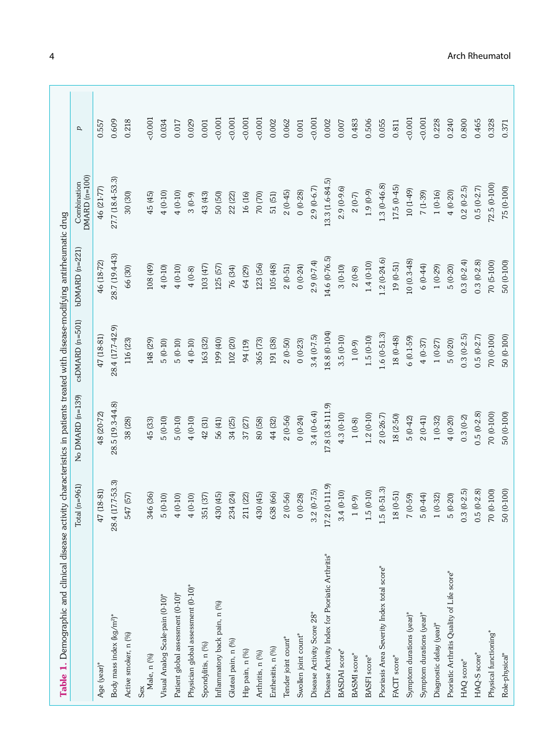**Table 1.** Demographic and clinical disease activity characteristics in patients treated with disease-modifying antirheumatic drug

| | Total (n=961) | No DMARD (n=139) | csDMARD (n=501) | bDMARD (n=221) | Combination DMARD (n=100) | *p* |
|---|---|---|---|---|---|---|
| Age (year)* | 47 (18-81) | 48 (20-72) | 47 (18-81) | 46 (18-72) | 46 (21-77) | 0.557 |
| Body mass index (kg/m²)* | 28.4 (17.7-53.3) | 28.5 (19.3-44.8) | 28.4 (17.7-42.9) | 28.7 (19.4-43) | 27.7 (18.4-53.3) | 0.609 |
| Active smoker, n (%) | 547 (57) | 38 (28) | 116 (23) | 66 (30) | 30 (30) | 0.218 |
| Sex | | | | | | |
| Male, n (%) | 346 (36) | 45 (33) | 148 (29) | 108 (49) | 45 (45) | <0.001 |
| Visual Analog Scale-pain (0-10)* | 5 (0-10) | 5 (0-10) | 5 (0-10) | 4 (0-10) | 4 (0-10) | 0.034 |
| Patient global assessment (0-10)* | 4 (0-10) | 5 (0-10) | 5 (0-10) | 4 (0-10) | 4 (0-10) | 0.017 |
| Physician global assessment (0-10)* | 4 (0-10) | 4 (0-10) | 4 (0-10) | 4 (0-8) | 3 (0-9) | 0.029 |
| Spondylitis, n (%) | 351 (37) | 42 (31) | 163 (32) | 103 (47) | 43 (43) | 0.001 |
| Inflammatory back pain, n (%) | 430 (45) | 56 (41) | 199 (40) | 125 (57) | 50 (50) | <0.001 |
| Gluteal pain, n (%) | 234 (24) | 34 (25) | 102 (20) | 76 (34) | 22 (22) | <0.001 |
| Hip pain, n (%) | 211 (22) | 37 (27) | 94 (19) | 64 (29) | 16 (16) | <0.001 |
| Arthritis, n (%) | 430 (45) | 80 (58) | 365 (73) | 123 (56) | 70 (70) | <0.001 |
| Enthesitis, n (%) | 638 (66) | 44 (32) | 191 (38) | 105 (48) | 51 (51) | 0.002 |
| Tender joint count* | 2 (0-56) | 2 (0-56) | 2 (0-50) | 2 (0-51) | 2 (0-45) | 0.062 |
| Swollen joint count* | 0 (0-28) | 0 (0-24) | 0 (0-23) | 0 (0-24) | 0 (0-28) | 0.001 |
| Disease Activity Score 28* | 3.2 (0-7.5) | 3.4 (0-6.4) | 3.4 (0-7.5) | 2.9 (0-7.4) | 2.9 (0-6.7) | <0.001 |
| Disease Activity Index for Psoriatic Arthritis* | 17.2 (0-111.9) | 17.8 (3.8-111.9) | 18.8 (0-104) | 14.6 (0-76.5) | 13.3 (1.6-84.5) | 0.002 |
| BASDAI score* | 3.4 (0-10) | 4.3 (0-10) | 3.5 (0-10) | 3 (0-10) | 2.9 (0-9.6) | 0.007 |
| BASMI score* | 1 (0-9) | 1 (0-8) | 1 (0-9) | 2 (0-8) | 2 (0-7) | 0.483 |
| BASFI score* | 1.5 (0-10) | 1.2 (0-10) | 1.5 (0-10) | 1.4 (0-10) | 1.9 (0-9) | 0.506 |
| Psoriasis Area Severity Index total score* | 1.5 (0-51.3) | 2 (0-26.7) | 1.6 (0-51.3) | 1.2 (0-24.6) | 1.3 (0-46.8) | 0.055 |
| FACIT score* | 18 (0-51) | 18 (2-50) | 18 (0-48) | 19 (0-51) | 17.5 (0-45) | 0.811 |
| Symptom durations (year)* | 7 (0-59) | 5 (0-42) | 6 (0.1-59) | 10 (0.3-48) | 10 (1-49) | <0.001 |
| Symptom durations (year)* | 5 (0-44) | 2 (0-41) | 4 (0-37) | 6 (0-44) | 7 (1-39) | <0.001 |
| Diagnostic delay (year)* | 1 (0-32) | 1 (0-32) | 1 (0-27) | 1 (0-29) | 1 (0-16) | 0.228 |
| Psoriatic Arthritis Quality of Life score* | 5 (0-20) | 4 (0-20) | 5 (0-20) | 5 (0-20) | 4 (0-20) | 0.240 |
| HAQ score* | 0.3 (0-2.5) | 0.3 (0-2) | 0.3 (0-2.5) | 0.3 (0-2.4) | 0.2 (0-2.5) | 0.800 |
| HAQ-S score* | 0.5 (0-2.8) | 0.5 (0-2.8) | 0.5 (0-2.7) | 0.3 (0-2.8) | 0.5 (0-2.7) | 0.465 |
| Physical functioning* | 70 (0-100) | 70 (0-100) | 70 (0-100) | 70 (5-100) | 72.5 (0-100) | 0.328 |
| Role-physical* | 50 (0-100) | 50 (0-100) | 50 (0-100) | 50 (0-100) | 75 (0-100) | 0.371 |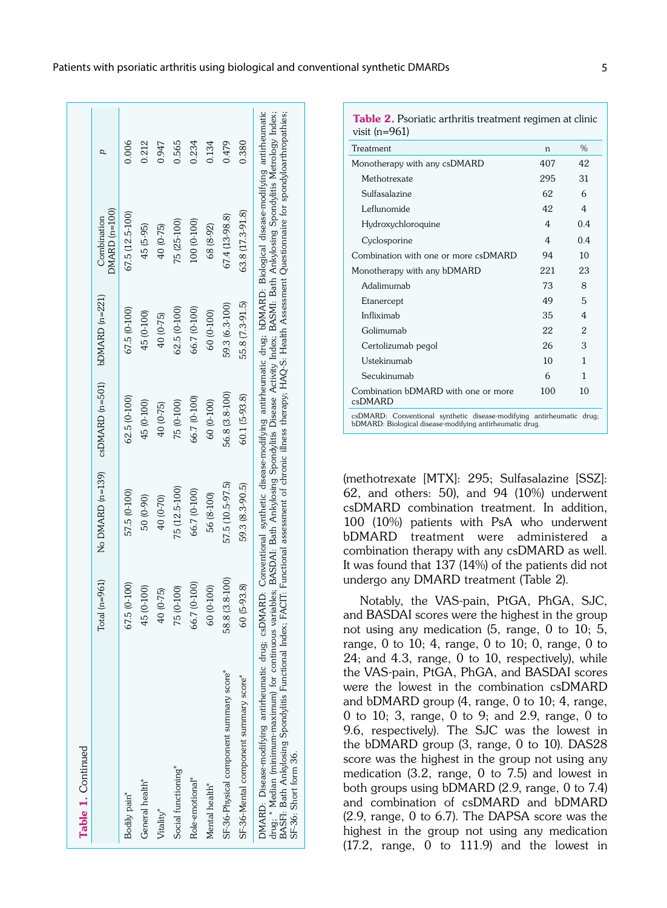**Table 1.** Continued

| | Total (n=961) | No DMARD (n=139) | csDMARD (n=501) | bDMARD (n=221) | Combination DMARD (n=100) | p |
|---|---|---|---|---|---|---|
| Bodily pain* | 67.5 (0-100) | 57.5 (0-100) | 62.5 (0-100) | 67.5 (0-100) | 67.5 (12.5-100) | 0.006 |
| General health* | 45 (0-100) | 50 (0-90) | 45 (0-100) | 45 (0-100) | 45 (5-95) | 0.212 |
| Vitality* | 40 (0-75) | 40 (0-70) | 40 (0-75) | 40 (0-75) | 40 (0-75) | 0.947 |
| Social functioning* | 75 (0-100) | 75 (12.5-100) | 75 (0-100) | 62.5 (0-100) | 75 (25-100) | 0.565 |
| Role-emotional* | 66.7 (0-100) | 66.7 (0-100) | 66.7 (0-100) | 66.7 (0-100) | 100 (0-100) | 0.234 |
| Mental health* | 60 (0-100) | 56 (8-100) | 60 (0-100) | 60 (0-100) | 68 (8-92) | 0.134 |
| SF-36-Physical component summary score* | 58.8 (3.8-100) | 57.5 (10.5-97.5) | 56.8 (3.8-100) | 59.3 (6.3-100) | 67.4 (13-98.8) | 0.479 |
| SF-36-Mental component summary score* | 60 (5-93.8) | 59.3 (8.3-90.5) | 60.1 (5-93.8) | 55.8 (7.3-91.5) | 63.8 (17.3-91.8) | 0.380 |

DMARD: Disease-modifying antirheumatic drug; csDMARD: Conventional synthetic disease-modifying antirheumatic drug; bDMARD: Biological disease-modifying antirheumatic drug; * Median (minimum-maximum) for continuous variables; BASDAI: Bath Ankylosing Spondylitis Disease Activity Index; BASMI: Bath Ankylosing Spondylitis Metrology Index; BASFI: Bath Ankylosing Spondylitis Functional Index; FACIT: Functional assessment of chronic illness therapy; HAQ-S: Health Assessment Questionnaire for spondyloarthropathies; SF-36: Short form 36.

**Table 2.** Psoriatic arthritis treatment regimen at clinic visit (n=961)

| Treatment | n | % |
|---|---|---|
| Monotherapy with any csDMARD | 407 | 42 |
| Methotrexate | 295 | 31 |
| Sulfasalazine | 62 | 6 |
| Leflunomide | 42 | 4 |
| Hydroxychloroquine | 4 | 0.4 |
| Cyclosporine | 4 | 0.4 |
| Combination with one or more csDMARD | 94 | 10 |
| Monotherapy with any bDMARD | 221 | 23 |
| Adalimumab | 73 | 8 |
| Etanercept | 49 | 5 |
| Infliximab | 35 | 4 |
| Golimumab | 22 | 2 |
| Certolizumab pegol | 26 | 3 |
| Ustekinumab | 10 | 1 |
| Secukinumab | 6 | 1 |
| Combination bDMARD with one or more csDMARD | 100 | 10 |

csDMARD: Conventional synthetic disease-modifying antirheumatic drug; bDMARD: Biological disease-modifying antirheumatic drug.

(methotrexate [MTX]: 295; Sulfasalazine [SSZ]: 62, and others: 50), and 94 (10%) underwent csDMARD combination treatment. In addition, 100 (10%) patients with PsA who underwent bDMARD treatment were administered a combination therapy with any csDMARD as well. It was found that 137 (14%) of the patients did not undergo any DMARD treatment (Table 2).

Notably, the VAS-pain, PtGA, PhGA, SJC, and BASDAI scores were the highest in the group not using any medication (5, range, 0 to 10; 5, range, 0 to 10; 4, range, 0 to 10; 0, range, 0 to 24; and 4.3, range, 0 to 10, respectively), while the VAS-pain, PtGA, PhGA, and BASDAI scores were the lowest in the combination csDMARD and bDMARD group (4, range, 0 to 10; 4, range, 0 to 10; 3, range, 0 to 9; and 2.9, range, 0 to 9.6, respectively). The SJC was the lowest in the bDMARD group (3, range, 0 to 10). DAS28 score was the highest in the group not using any medication (3.2, range, 0 to 7.5) and lowest in both groups using bDMARD (2.9, range, 0 to 7.4) and combination of csDMARD and bDMARD (2.9, range, 0 to 6.7). The DAPSA score was the highest in the group not using any medication (17.2, range, 0 to 111.9) and the lowest in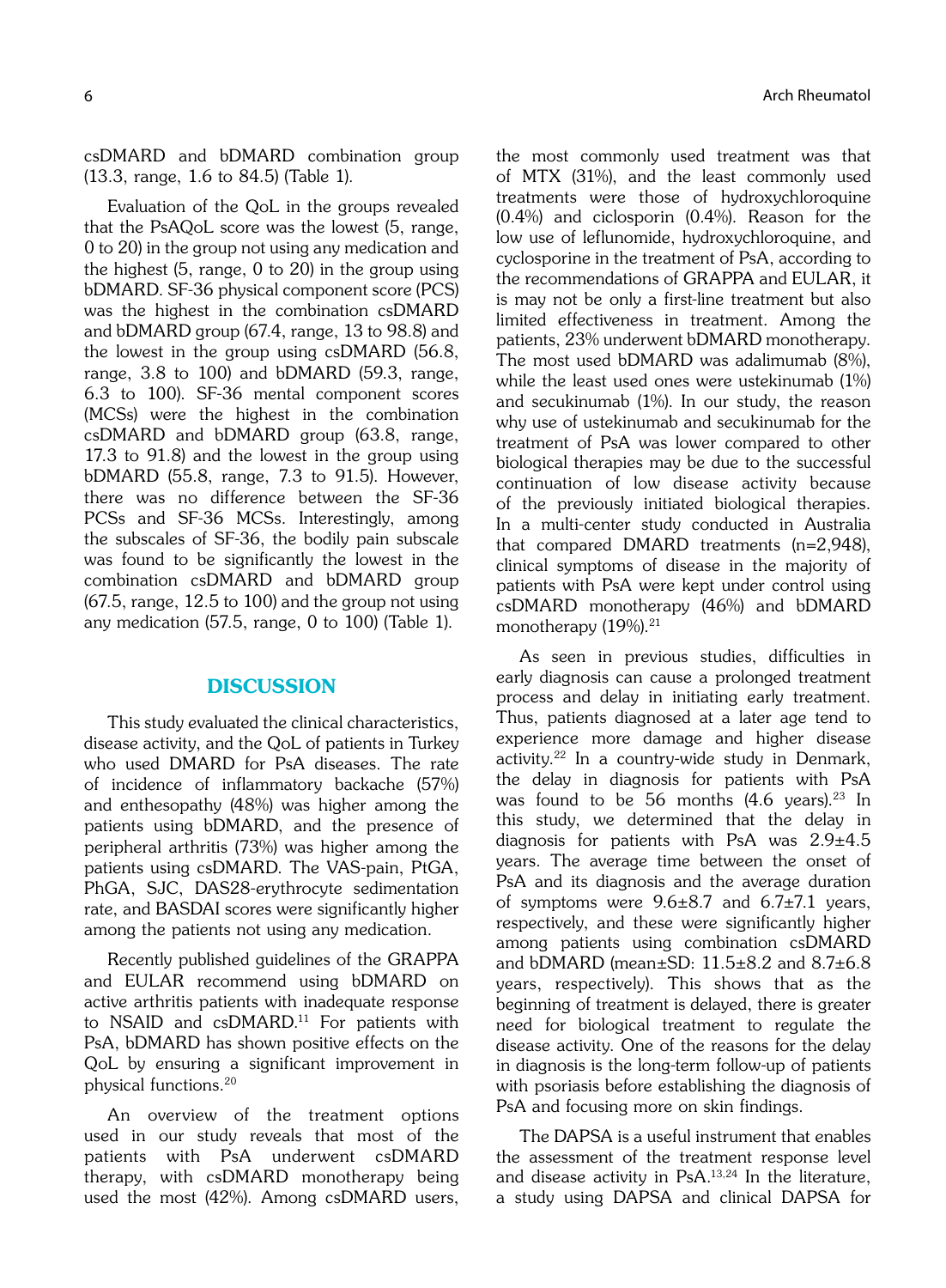csDMARD and bDMARD combination group (13.3, range, 1.6 to 84.5) (Table 1).

Evaluation of the QoL in the groups revealed that the PsAQoL score was the lowest (5, range, 0 to 20) in the group not using any medication and the highest (5, range, 0 to 20) in the group using bDMARD. SF-36 physical component score (PCS) was the highest in the combination csDMARD and bDMARD group (67.4, range, 13 to 98.8) and the lowest in the group using csDMARD (56.8, range, 3.8 to 100) and bDMARD (59.3, range, 6.3 to 100). SF-36 mental component scores (MCSs) were the highest in the combination csDMARD and bDMARD group (63.8, range, 17.3 to 91.8) and the lowest in the group using bDMARD (55.8, range, 7.3 to 91.5). However, there was no difference between the SF-36 PCSs and SF-36 MCSs. Interestingly, among the subscales of SF-36, the bodily pain subscale was found to be significantly the lowest in the combination csDMARD and bDMARD group (67.5, range, 12.5 to 100) and the group not using any medication (57.5, range, 0 to 100) (Table 1).

## DISCUSSION

This study evaluated the clinical characteristics, disease activity, and the QoL of patients in Turkey who used DMARD for PsA diseases. The rate of incidence of inflammatory backache (57%) and enthesopathy (48%) was higher among the patients using bDMARD, and the presence of peripheral arthritis (73%) was higher among the patients using csDMARD. The VAS-pain, PtGA, PhGA, SJC, DAS28-erythrocyte sedimentation rate, and BASDAI scores were significantly higher among the patients not using any medication.

Recently published guidelines of the GRAPPA and EULAR recommend using bDMARD on active arthritis patients with inadequate response to NSAID and csDMARD.[11] For patients with PsA, bDMARD has shown positive effects on the QoL by ensuring a significant improvement in physical functions.[20]

An overview of the treatment options used in our study reveals that most of the patients with PsA underwent csDMARD therapy, with csDMARD monotherapy being used the most (42%). Among csDMARD users, the most commonly used treatment was that of MTX (31%), and the least commonly used treatments were those of hydroxychloroquine (0.4%) and ciclosporin (0.4%). Reason for the low use of leflunomide, hydroxychloroquine, and cyclosporine in the treatment of PsA, according to the recommendations of GRAPPA and EULAR, it is may not be only a first-line treatment but also limited effectiveness in treatment. Among the patients, 23% underwent bDMARD monotherapy. The most used bDMARD was adalimumab (8%), while the least used ones were ustekinumab (1%) and secukinumab (1%). In our study, the reason why use of ustekinumab and secukinumab for the treatment of PsA was lower compared to other biological therapies may be due to the successful continuation of low disease activity because of the previously initiated biological therapies. In a multi-center study conducted in Australia that compared DMARD treatments (n=2,948), clinical symptoms of disease in the majority of patients with PsA were kept under control using csDMARD monotherapy (46%) and bDMARD monotherapy (19%).[21]

As seen in previous studies, difficulties in early diagnosis can cause a prolonged treatment process and delay in initiating early treatment. Thus, patients diagnosed at a later age tend to experience more damage and higher disease activity.[22] In a country-wide study in Denmark, the delay in diagnosis for patients with PsA was found to be 56 months (4.6 years).[23] In this study, we determined that the delay in diagnosis for patients with PsA was 2.9±4.5 years. The average time between the onset of PsA and its diagnosis and the average duration of symptoms were 9.6±8.7 and 6.7±7.1 years, respectively, and these were significantly higher among patients using combination csDMARD and bDMARD (mean±SD: 11.5±8.2 and 8.7±6.8 years, respectively). This shows that as the beginning of treatment is delayed, there is greater need for biological treatment to regulate the disease activity. One of the reasons for the delay in diagnosis is the long-term follow-up of patients with psoriasis before establishing the diagnosis of PsA and focusing more on skin findings.

The DAPSA is a useful instrument that enables the assessment of the treatment response level and disease activity in PsA.[13,24] In the literature, a study using DAPSA and clinical DAPSA for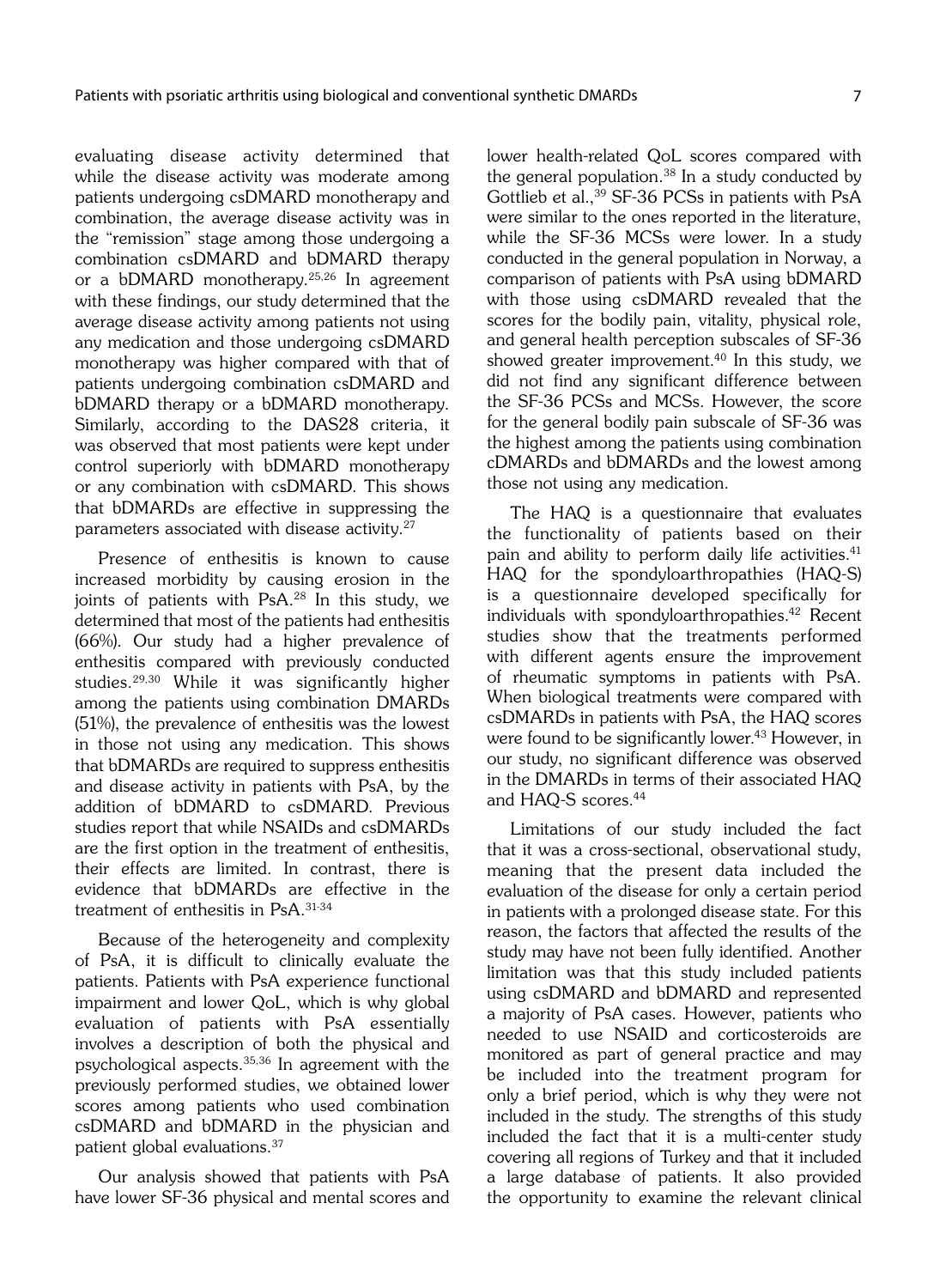evaluating disease activity determined that while the disease activity was moderate among patients undergoing csDMARD monotherapy and combination, the average disease activity was in the "remission" stage among those undergoing a combination csDMARD and bDMARD therapy or a bDMARD monotherapy.[25,26] In agreement with these findings, our study determined that the average disease activity among patients not using any medication and those undergoing csDMARD monotherapy was higher compared with that of patients undergoing combination csDMARD and bDMARD therapy or a bDMARD monotherapy. Similarly, according to the DAS28 criteria, it was observed that most patients were kept under control superiorly with bDMARD monotherapy or any combination with csDMARD. This shows that bDMARDs are effective in suppressing the parameters associated with disease activity.[27]

Presence of enthesitis is known to cause increased morbidity by causing erosion in the joints of patients with PsA.[28] In this study, we determined that most of the patients had enthesitis (66%). Our study had a higher prevalence of enthesitis compared with previously conducted studies.[29,30] While it was significantly higher among the patients using combination DMARDs (51%), the prevalence of enthesitis was the lowest in those not using any medication. This shows that bDMARDs are required to suppress enthesitis and disease activity in patients with PsA, by the addition of bDMARD to csDMARD. Previous studies report that while NSAIDs and csDMARDs are the first option in the treatment of enthesitis, their effects are limited. In contrast, there is evidence that bDMARDs are effective in the treatment of enthesitis in PsA.[31-34]

Because of the heterogeneity and complexity of PsA, it is difficult to clinically evaluate the patients. Patients with PsA experience functional impairment and lower QoL, which is why global evaluation of patients with PsA essentially involves a description of both the physical and psychological aspects.[35,36] In agreement with the previously performed studies, we obtained lower scores among patients who used combination csDMARD and bDMARD in the physician and patient global evaluations.[37]

Our analysis showed that patients with PsA have lower SF-36 physical and mental scores and lower health-related QoL scores compared with the general population.[38] In a study conducted by Gottlieb et al.,[39] SF-36 PCSs in patients with PsA were similar to the ones reported in the literature, while the SF-36 MCSs were lower. In a study conducted in the general population in Norway, a comparison of patients with PsA using bDMARD with those using csDMARD revealed that the scores for the bodily pain, vitality, physical role, and general health perception subscales of SF-36 showed greater improvement.[40] In this study, we did not find any significant difference between the SF-36 PCSs and MCSs. However, the score for the general bodily pain subscale of SF-36 was the highest among the patients using combination cDMARDs and bDMARDs and the lowest among those not using any medication.

The HAQ is a questionnaire that evaluates the functionality of patients based on their pain and ability to perform daily life activities.[41] HAQ for the spondyloarthropathies (HAQ-S) is a questionnaire developed specifically for individuals with spondyloarthropathies.[42] Recent studies show that the treatments performed with different agents ensure the improvement of rheumatic symptoms in patients with PsA. When biological treatments were compared with csDMARDs in patients with PsA, the HAQ scores were found to be significantly lower.[43] However, in our study, no significant difference was observed in the DMARDs in terms of their associated HAQ and HAQ-S scores.[44]

Limitations of our study included the fact that it was a cross-sectional, observational study, meaning that the present data included the evaluation of the disease for only a certain period in patients with a prolonged disease state. For this reason, the factors that affected the results of the study may have not been fully identified. Another limitation was that this study included patients using csDMARD and bDMARD and represented a majority of PsA cases. However, patients who needed to use NSAID and corticosteroids are monitored as part of general practice and may be included into the treatment program for only a brief period, which is why they were not included in the study. The strengths of this study included the fact that it is a multi-center study covering all regions of Turkey and that it included a large database of patients. It also provided the opportunity to examine the relevant clinical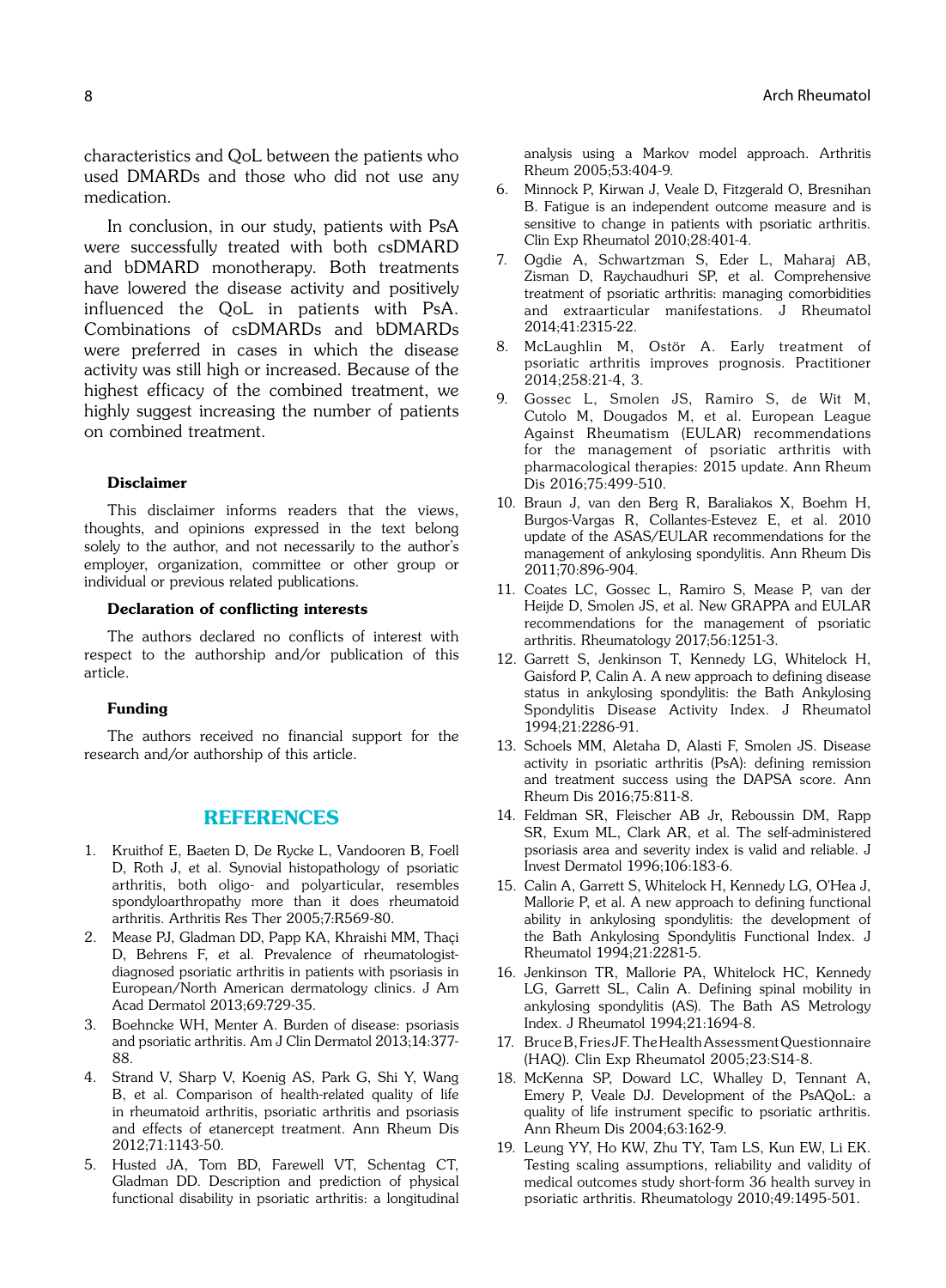characteristics and QoL between the patients who used DMARDs and those who did not use any medication.

In conclusion, in our study, patients with PsA were successfully treated with both csDMARD and bDMARD monotherapy. Both treatments have lowered the disease activity and positively influenced the QoL in patients with PsA. Combinations of csDMARDs and bDMARDs were preferred in cases in which the disease activity was still high or increased. Because of the highest efficacy of the combined treatment, we highly suggest increasing the number of patients on combined treatment.

#### Disclaimer

This disclaimer informs readers that the views, thoughts, and opinions expressed in the text belong solely to the author, and not necessarily to the author's employer, organization, committee or other group or individual or previous related publications.

#### Declaration of conflicting interests

The authors declared no conflicts of interest with respect to the authorship and/or publication of this article.

#### Funding

The authors received no financial support for the research and/or authorship of this article.

## REFERENCES

1. Kruithof E, Baeten D, De Rycke L, Vandooren B, Foell D, Roth J, et al. Synovial histopathology of psoriatic arthritis, both oligo- and polyarticular, resembles spondyloarthropathy more than it does rheumatoid arthritis. Arthritis Res Ther 2005;7:R569-80.
2. Mease PJ, Gladman DD, Papp KA, Khraishi MM, Thaçi D, Behrens F, et al. Prevalence of rheumatologist-diagnosed psoriatic arthritis in patients with psoriasis in European/North American dermatology clinics. J Am Acad Dermatol 2013;69:729-35.
3. Boehncke WH, Menter A. Burden of disease: psoriasis and psoriatic arthritis. Am J Clin Dermatol 2013;14:377-88.
4. Strand V, Sharp V, Koenig AS, Park G, Shi Y, Wang B, et al. Comparison of health-related quality of life in rheumatoid arthritis, psoriatic arthritis and psoriasis and effects of etanercept treatment. Ann Rheum Dis 2012;71:1143-50.
5. Husted JA, Tom BD, Farewell VT, Schentag CT, Gladman DD. Description and prediction of physical functional disability in psoriatic arthritis: a longitudinal analysis using a Markov model approach. Arthritis Rheum 2005;53:404-9.
6. Minnock P, Kirwan J, Veale D, Fitzgerald O, Bresnihan B. Fatigue is an independent outcome measure and is sensitive to change in patients with psoriatic arthritis. Clin Exp Rheumatol 2010;28:401-4.
7. Ogdie A, Schwartzman S, Eder L, Maharaj AB, Zisman D, Raychaudhuri SP, et al. Comprehensive treatment of psoriatic arthritis: managing comorbidities and extraarticular manifestations. J Rheumatol 2014;41:2315-22.
8. McLaughlin M, Ostör A. Early treatment of psoriatic arthritis improves prognosis. Practitioner 2014;258:21-4, 3.
9. Gossec L, Smolen JS, Ramiro S, de Wit M, Cutolo M, Dougados M, et al. European League Against Rheumatism (EULAR) recommendations for the management of psoriatic arthritis with pharmacological therapies: 2015 update. Ann Rheum Dis 2016;75:499-510.
10. Braun J, van den Berg R, Baraliakos X, Boehm H, Burgos-Vargas R, Collantes-Estevez E, et al. 2010 update of the ASAS/EULAR recommendations for the management of ankylosing spondylitis. Ann Rheum Dis 2011;70:896-904.
11. Coates LC, Gossec L, Ramiro S, Mease P, van der Heijde D, Smolen JS, et al. New GRAPPA and EULAR recommendations for the management of psoriatic arthritis. Rheumatology 2017;56:1251-3.
12. Garrett S, Jenkinson T, Kennedy LG, Whitelock H, Gaisford P, Calin A. A new approach to defining disease status in ankylosing spondylitis: the Bath Ankylosing Spondylitis Disease Activity Index. J Rheumatol 1994;21:2286-91.
13. Schoels MM, Aletaha D, Alasti F, Smolen JS. Disease activity in psoriatic arthritis (PsA): defining remission and treatment success using the DAPSA score. Ann Rheum Dis 2016;75:811-8.
14. Feldman SR, Fleischer AB Jr, Reboussin DM, Rapp SR, Exum ML, Clark AR, et al. The self-administered psoriasis area and severity index is valid and reliable. J Invest Dermatol 1996;106:183-6.
15. Calin A, Garrett S, Whitelock H, Kennedy LG, O'Hea J, Mallorie P, et al. A new approach to defining functional ability in ankylosing spondylitis: the development of the Bath Ankylosing Spondylitis Functional Index. J Rheumatol 1994;21:2281-5.
16. Jenkinson TR, Mallorie PA, Whitelock HC, Kennedy LG, Garrett SL, Calin A. Defining spinal mobility in ankylosing spondylitis (AS). The Bath AS Metrology Index. J Rheumatol 1994;21:1694-8.
17. Bruce B, Fries JF. The Health Assessment Questionnaire (HAQ). Clin Exp Rheumatol 2005;23:S14-8.
18. McKenna SP, Doward LC, Whalley D, Tennant A, Emery P, Veale DJ. Development of the PsAQoL: a quality of life instrument specific to psoriatic arthritis. Ann Rheum Dis 2004;63:162-9.
19. Leung YY, Ho KW, Zhu TY, Tam LS, Kun EW, Li EK. Testing scaling assumptions, reliability and validity of medical outcomes study short-form 36 health survey in psoriatic arthritis. Rheumatology 2010;49:1495-501.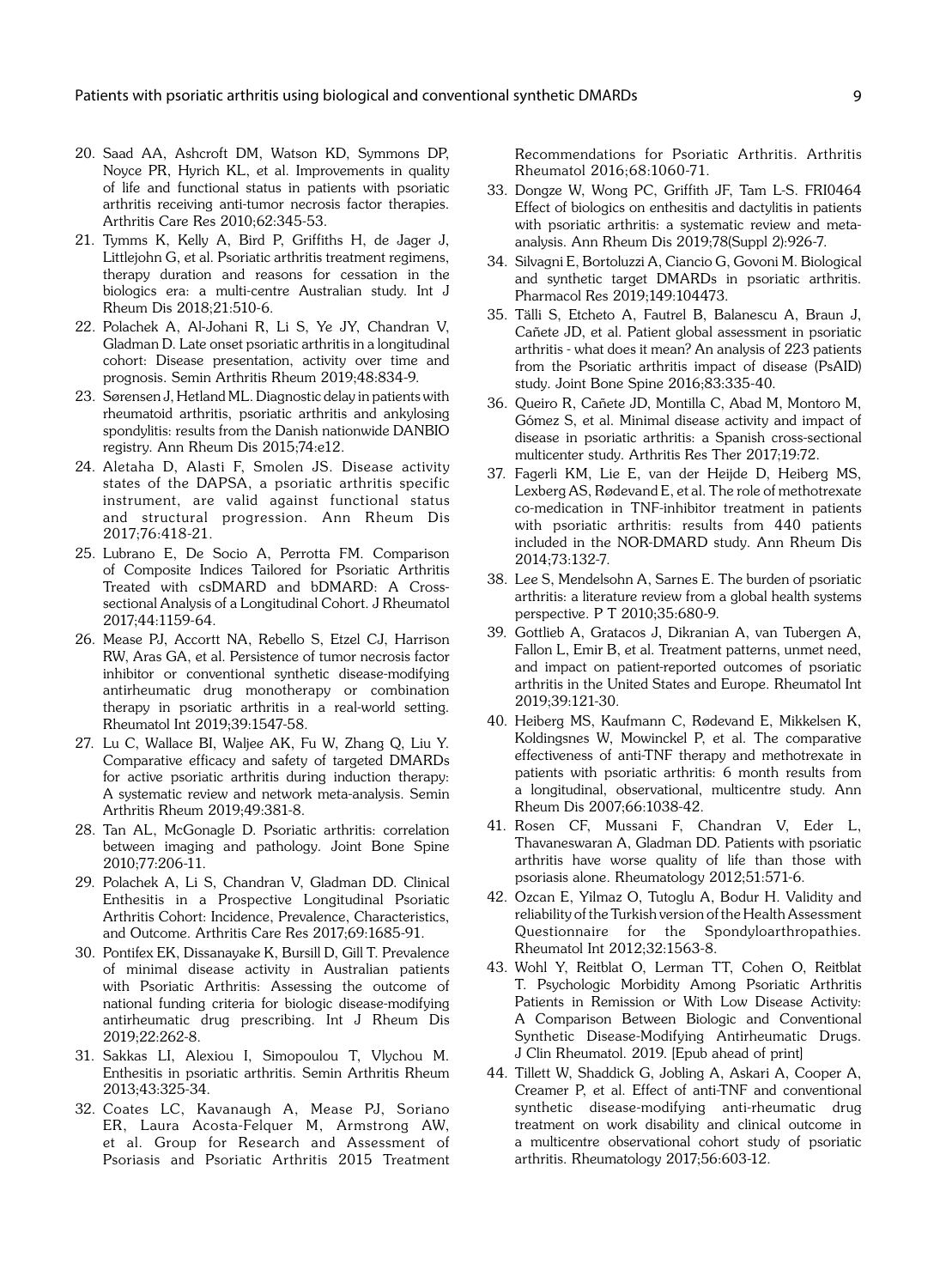20. Saad AA, Ashcroft DM, Watson KD, Symmons DP, Noyce PR, Hyrich KL, et al. Improvements in quality of life and functional status in patients with psoriatic arthritis receiving anti-tumor necrosis factor therapies. Arthritis Care Res 2010;62:345-53.
21. Tymms K, Kelly A, Bird P, Griffiths H, de Jager J, Littlejohn G, et al. Psoriatic arthritis treatment regimens, therapy duration and reasons for cessation in the biologics era: a multi-centre Australian study. Int J Rheum Dis 2018;21:510-6.
22. Polachek A, Al-Johani R, Li S, Ye JY, Chandran V, Gladman D. Late onset psoriatic arthritis in a longitudinal cohort: Disease presentation, activity over time and prognosis. Semin Arthritis Rheum 2019;48:834-9.
23. Sørensen J, Hetland ML. Diagnostic delay in patients with rheumatoid arthritis, psoriatic arthritis and ankylosing spondylitis: results from the Danish nationwide DANBIO registry. Ann Rheum Dis 2015;74:e12.
24. Aletaha D, Alasti F, Smolen JS. Disease activity states of the DAPSA, a psoriatic arthritis specific instrument, are valid against functional status and structural progression. Ann Rheum Dis 2017;76:418-21.
25. Lubrano E, De Socio A, Perrotta FM. Comparison of Composite Indices Tailored for Psoriatic Arthritis Treated with csDMARD and bDMARD: A Cross-sectional Analysis of a Longitudinal Cohort. J Rheumatol 2017;44:1159-64.
26. Mease PJ, Accortt NA, Rebello S, Etzel CJ, Harrison RW, Aras GA, et al. Persistence of tumor necrosis factor inhibitor or conventional synthetic disease-modifying antirheumatic drug monotherapy or combination therapy in psoriatic arthritis in a real-world setting. Rheumatol Int 2019;39:1547-58.
27. Lu C, Wallace BI, Waljee AK, Fu W, Zhang Q, Liu Y. Comparative efficacy and safety of targeted DMARDs for active psoriatic arthritis during induction therapy: A systematic review and network meta-analysis. Semin Arthritis Rheum 2019;49:381-8.
28. Tan AL, McGonagle D. Psoriatic arthritis: correlation between imaging and pathology. Joint Bone Spine 2010;77:206-11.
29. Polachek A, Li S, Chandran V, Gladman DD. Clinical Enthesitis in a Prospective Longitudinal Psoriatic Arthritis Cohort: Incidence, Prevalence, Characteristics, and Outcome. Arthritis Care Res 2017;69:1685-91.
30. Pontifex EK, Dissanayake K, Bursill D, Gill T. Prevalence of minimal disease activity in Australian patients with Psoriatic Arthritis: Assessing the outcome of national funding criteria for biologic disease-modifying antirheumatic drug prescribing. Int J Rheum Dis 2019;22:262-8.
31. Sakkas LI, Alexiou I, Simopoulou T, Vlychou M. Enthesitis in psoriatic arthritis. Semin Arthritis Rheum 2013;43:325-34.
32. Coates LC, Kavanaugh A, Mease PJ, Soriano ER, Laura Acosta-Felquer M, Armstrong AW, et al. Group for Research and Assessment of Psoriasis and Psoriatic Arthritis 2015 Treatment Recommendations for Psoriatic Arthritis. Arthritis Rheumatol 2016;68:1060-71.
33. Dongze W, Wong PC, Griffith JF, Tam L-S. FRI0464 Effect of biologics on enthesitis and dactylitis in patients with psoriatic arthritis: a systematic review and meta-analysis. Ann Rheum Dis 2019;78(Suppl 2):926-7.
34. Silvagni E, Bortoluzzi A, Ciancio G, Govoni M. Biological and synthetic target DMARDs in psoriatic arthritis. Pharmacol Res 2019;149:104473.
35. Tälli S, Etcheto A, Fautrel B, Balanescu A, Braun J, Cañete JD, et al. Patient global assessment in psoriatic arthritis - what does it mean? An analysis of 223 patients from the Psoriatic arthritis impact of disease (PsAID) study. Joint Bone Spine 2016;83:335-40.
36. Queiro R, Cañete JD, Montilla C, Abad M, Montoro M, Gómez S, et al. Minimal disease activity and impact of disease in psoriatic arthritis: a Spanish cross-sectional multicenter study. Arthritis Res Ther 2017;19:72.
37. Fagerli KM, Lie E, van der Heijde D, Heiberg MS, Lexberg AS, Rødevand E, et al. The role of methotrexate co-medication in TNF-inhibitor treatment in patients with psoriatic arthritis: results from 440 patients included in the NOR-DMARD study. Ann Rheum Dis 2014;73:132-7.
38. Lee S, Mendelsohn A, Sarnes E. The burden of psoriatic arthritis: a literature review from a global health systems perspective. P T 2010;35:680-9.
39. Gottlieb A, Gratacos J, Dikranian A, van Tubergen A, Fallon L, Emir B, et al. Treatment patterns, unmet need, and impact on patient-reported outcomes of psoriatic arthritis in the United States and Europe. Rheumatol Int 2019;39:121-30.
40. Heiberg MS, Kaufmann C, Rødevand E, Mikkelsen K, Koldingsnes W, Mowinckel P, et al. The comparative effectiveness of anti-TNF therapy and methotrexate in patients with psoriatic arthritis: 6 month results from a longitudinal, observational, multicentre study. Ann Rheum Dis 2007;66:1038-42.
41. Rosen CF, Mussani F, Chandran V, Eder L, Thavaneswaran A, Gladman DD. Patients with psoriatic arthritis have worse quality of life than those with psoriasis alone. Rheumatology 2012;51:571-6.
42. Ozcan E, Yilmaz O, Tutoglu A, Bodur H. Validity and reliability of the Turkish version of the Health Assessment Questionnaire for the Spondyloarthropathies. Rheumatol Int 2012;32:1563-8.
43. Wohl Y, Reitblat O, Lerman TT, Cohen O, Reitblat T. Psychologic Morbidity Among Psoriatic Arthritis Patients in Remission or With Low Disease Activity: A Comparison Between Biologic and Conventional Synthetic Disease-Modifying Antirheumatic Drugs. J Clin Rheumatol. 2019. [Epub ahead of print]
44. Tillett W, Shaddick G, Jobling A, Askari A, Cooper A, Creamer P, et al. Effect of anti-TNF and conventional synthetic disease-modifying anti-rheumatic drug treatment on work disability and clinical outcome in a multicentre observational cohort study of psoriatic arthritis. Rheumatology 2017;56:603-12.